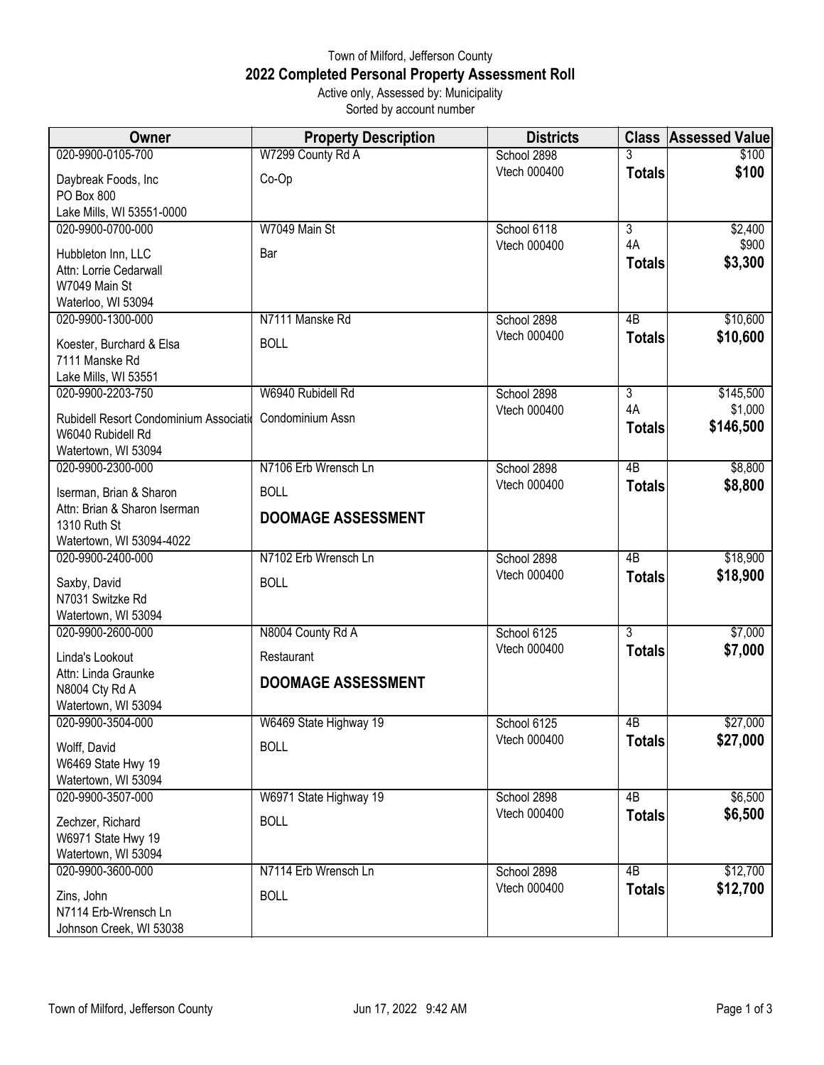Town of Milford, Jefferson County

## 2022 Completed Personal Property Assessment Roll

Active only, Assessed by: Municipality

Sorted by account number

| Owner | Property Description | Districts | Class | Assessed Value |
|---|---|---|---|---|
| 020-9900-0105-700<br>Daybreak Foods, Inc<br>PO Box 800<br>Lake Mills, WI 53551-0000 | W7299 County Rd A<br>Co-Op | School 2898<br>Vtech 000400 | 3<br>**Totals** | $100<br>**$100** |
| 020-9900-0700-000<br>Hubbleton Inn, LLC<br>Attn: Lorrie Cedarwall<br>W7049 Main St<br>Waterloo, WI 53094 | W7049 Main St<br>Bar | School 6118<br>Vtech 000400 | 3<br>4A<br>**Totals** | $2,400<br>$900<br>**$3,300** |
| 020-9900-1300-000<br>Koester, Burchard & Elsa<br>7111 Manske Rd<br>Lake Mills, WI 53551 | N7111 Manske Rd<br>BOLL | School 2898<br>Vtech 000400 | 4B<br>**Totals** | $10,600<br>**$10,600** |
| 020-9900-2203-750<br>Rubidell Resort Condominium Associati<br>W6040 Rubidell Rd<br>Watertown, WI 53094 | W6940 Rubidell Rd<br>Condominium Assn | School 2898<br>Vtech 000400 | 3<br>4A<br>**Totals** | $145,500<br>$1,000<br>**$146,500** |
| 020-9900-2300-000<br>Iserman, Brian & Sharon<br>Attn: Brian & Sharon Iserman<br>1310 Ruth St<br>Watertown, WI 53094-4022 | N7106 Erb Wrensch Ln<br>BOLL<br>**DOOMAGE ASSESSMENT** | School 2898<br>Vtech 000400 | 4B<br>**Totals** | $8,800<br>**$8,800** |
| 020-9900-2400-000<br>Saxby, David<br>N7031 Switzke Rd<br>Watertown, WI 53094 | N7102 Erb Wrensch Ln<br>BOLL | School 2898<br>Vtech 000400 | 4B<br>**Totals** | $18,900<br>**$18,900** |
| 020-9900-2600-000<br>Linda's Lookout<br>Attn: Linda Graunke<br>N8004 Cty Rd A<br>Watertown, WI 53094 | N8004 County Rd A<br>Restaurant<br>**DOOMAGE ASSESSMENT** | School 6125<br>Vtech 000400 | 3<br>**Totals** | $7,000<br>**$7,000** |
| 020-9900-3504-000<br>Wolff, David<br>W6469 State Hwy 19<br>Watertown, WI 53094 | W6469 State Highway 19<br>BOLL | School 6125<br>Vtech 000400 | 4B<br>**Totals** | $27,000<br>**$27,000** |
| 020-9900-3507-000<br>Zechzer, Richard<br>W6971 State Hwy 19<br>Watertown, WI 53094 | W6971 State Highway 19<br>BOLL | School 2898<br>Vtech 000400 | 4B<br>**Totals** | $6,500<br>**$6,500** |
| 020-9900-3600-000<br>Zins, John<br>N7114 Erb-Wrensch Ln<br>Johnson Creek, WI 53038 | N7114 Erb Wrensch Ln<br>BOLL | School 2898<br>Vtech 000400 | 4B<br>**Totals** | $12,700<br>**$12,700** |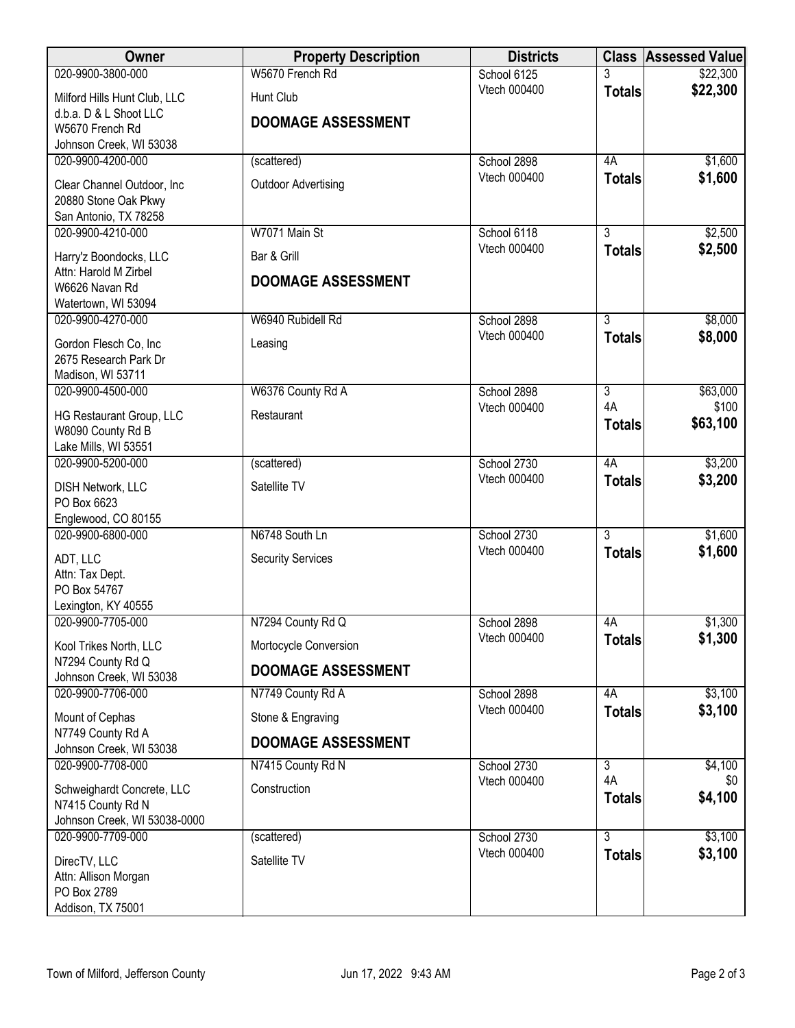| Owner | Property Description | Districts | Class | Assessed Value |
|---|---|---|---|---|
| 020-9900-3800-000<br>Milford Hills Hunt Club, LLC<br>d.b.a. D & L Shoot LLC<br>W5670 French Rd<br>Johnson Creek, WI 53038 | W5670 French Rd<br>Hunt Club<br>**DOOMAGE ASSESSMENT** | School 6125<br>Vtech 000400 | 3<br>**Totals** | $22,300<br>**$22,300** |
| 020-9900-4200-000<br>Clear Channel Outdoor, Inc<br>20880 Stone Oak Pkwy<br>San Antonio, TX 78258 | (scattered)<br>Outdoor Advertising | School 2898<br>Vtech 000400 | 4A<br>**Totals** | $1,600<br>**$1,600** |
| 020-9900-4210-000<br>Harry'z Boondocks, LLC<br>Attn: Harold M Zirbel<br>W6626 Navan Rd<br>Watertown, WI 53094 | W7071 Main St<br>Bar & Grill<br>**DOOMAGE ASSESSMENT** | School 6118<br>Vtech 000400 | 3<br>**Totals** | $2,500<br>**$2,500** |
| 020-9900-4270-000<br>Gordon Flesch Co, Inc<br>2675 Research Park Dr<br>Madison, WI 53711 | W6940 Rubidell Rd<br>Leasing | School 2898<br>Vtech 000400 | 3<br>**Totals** | $8,000<br>**$8,000** |
| 020-9900-4500-000<br>HG Restaurant Group, LLC<br>W8090 County Rd B<br>Lake Mills, WI 53551 | W6376 County Rd A<br>Restaurant | School 2898<br>Vtech 000400 | 3<br>4A<br>**Totals** | $63,000<br>$100<br>**$63,100** |
| 020-9900-5200-000<br>DISH Network, LLC<br>PO Box 6623<br>Englewood, CO 80155 | (scattered)<br>Satellite TV | School 2730<br>Vtech 000400 | 4A<br>**Totals** | $3,200<br>**$3,200** |
| 020-9900-6800-000<br>ADT, LLC<br>Attn: Tax Dept.<br>PO Box 54767<br>Lexington, KY 40555 | N6748 South Ln<br>Security Services | School 2730<br>Vtech 000400 | 3<br>**Totals** | $1,600<br>**$1,600** |
| 020-9900-7705-000<br>Kool Trikes North, LLC<br>N7294 County Rd Q<br>Johnson Creek, WI 53038 | N7294 County Rd Q<br>Mortocycle Conversion<br>**DOOMAGE ASSESSMENT** | School 2898<br>Vtech 000400 | 4A<br>**Totals** | $1,300<br>**$1,300** |
| 020-9900-7706-000<br>Mount of Cephas<br>N7749 County Rd A<br>Johnson Creek, WI 53038 | N7749 County Rd A<br>Stone & Engraving<br>**DOOMAGE ASSESSMENT** | School 2898<br>Vtech 000400 | 4A<br>**Totals** | $3,100<br>**$3,100** |
| 020-9900-7708-000<br>Schweighardt Concrete, LLC<br>N7415 County Rd N<br>Johnson Creek, WI 53038-0000 | N7415 County Rd N<br>Construction | School 2730<br>Vtech 000400 | 3<br>4A<br>**Totals** | $4,100<br>$0<br>**$4,100** |
| 020-9900-7709-000<br>DirecTV, LLC<br>Attn: Allison Morgan<br>PO Box 2789<br>Addison, TX 75001 | (scattered)<br>Satellite TV | School 2730<br>Vtech 000400 | 3<br>**Totals** | $3,100<br>**$3,100** |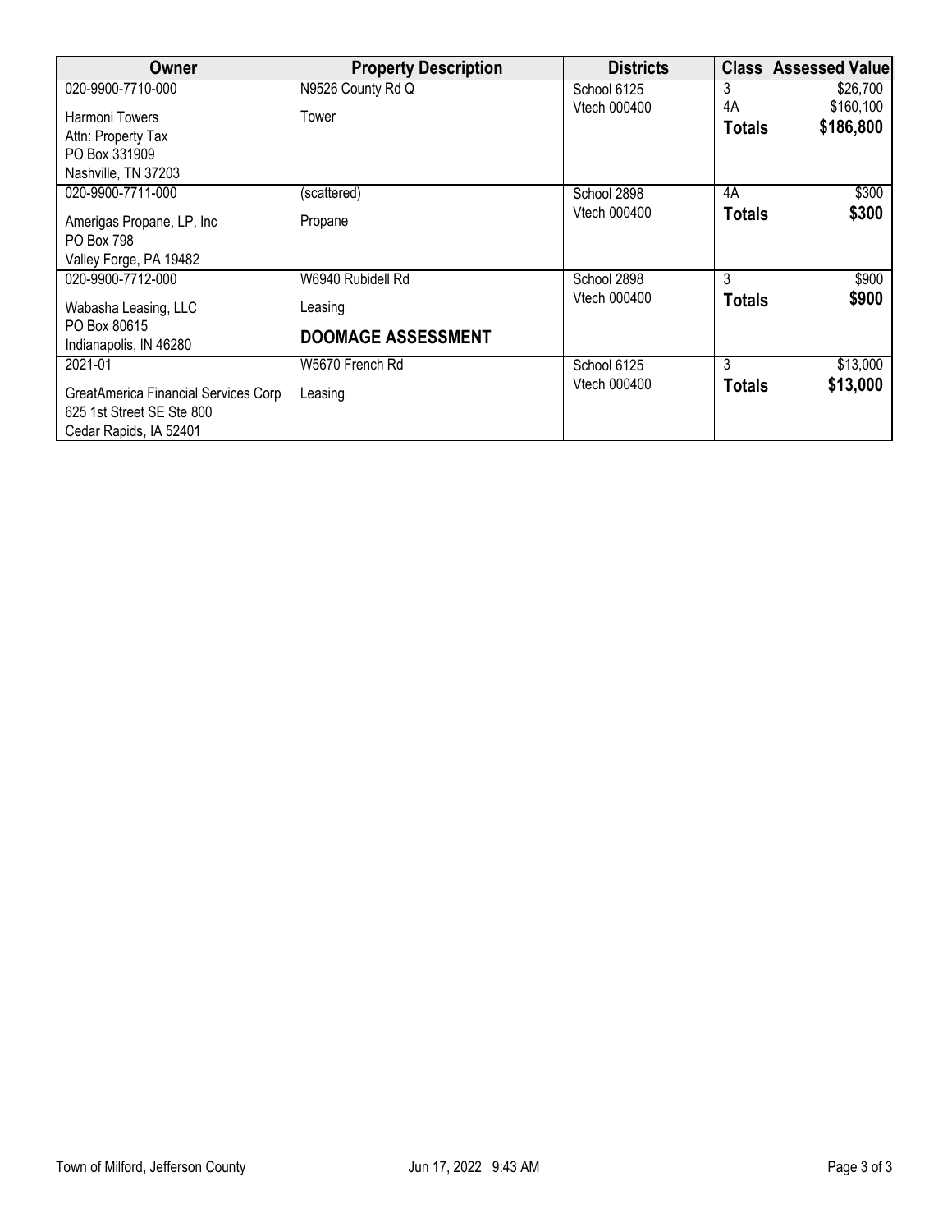| Owner | Property Description | Districts | Class | Assessed Value |
| --- | --- | --- | --- | --- |
| 020-9900-7710-000<br>Harmoni Towers<br>Attn: Property Tax<br>PO Box 331909<br>Nashville, TN 37203 | N9526 County Rd Q<br>Tower | School 6125<br>Vtech 000400 | 3<br>4A<br>**Totals** | \$26,700<br>\$160,100<br>**\$186,800** |
| 020-9900-7711-000<br>Amerigas Propane, LP, Inc<br>PO Box 798<br>Valley Forge, PA 19482 | (scattered)<br>Propane | School 2898<br>Vtech 000400 | 4A<br>**Totals** | \$300<br>**\$300** |
| 020-9900-7712-000<br>Wabasha Leasing, LLC<br>PO Box 80615<br>Indianapolis, IN 46280 | W6940 Rubidell Rd<br>Leasing<br>**DOOMAGE ASSESSMENT** | School 2898<br>Vtech 000400 | 3<br>**Totals** | \$900<br>**\$900** |
| 2021-01<br>GreatAmerica Financial Services Corp<br>625 1st Street SE Ste 800<br>Cedar Rapids, IA 52401 | W5670 French Rd<br>Leasing | School 6125<br>Vtech 000400 | 3<br>**Totals** | \$13,000<br>**\$13,000** |

Town of Milford, Jefferson County

Jun 17, 2022 9:43 AM